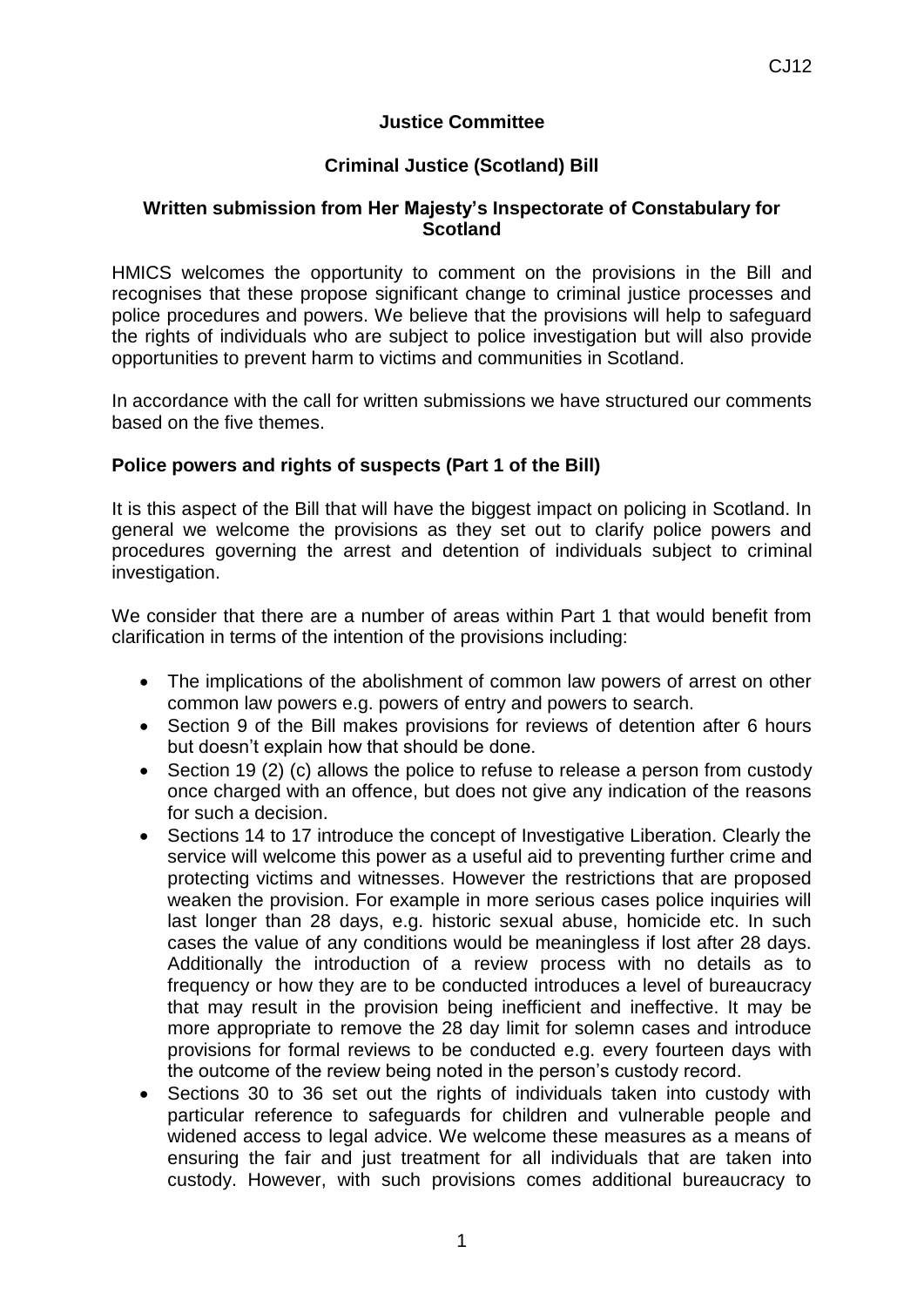**Justice Committee**

**Criminal Justice (Scotland) Bill**

**Written submission from Her Majesty's Inspectorate of Constabulary for Scotland**

HMICS welcomes the opportunity to comment on the provisions in the Bill and recognises that these propose significant change to criminal justice processes and police procedures and powers. We believe that the provisions will help to safeguard the rights of individuals who are subject to police investigation but will also provide opportunities to prevent harm to victims and communities in Scotland.

In accordance with the call for written submissions we have structured our comments based on the five themes.

**Police powers and rights of suspects (Part 1 of the Bill)**

It is this aspect of the Bill that will have the biggest impact on policing in Scotland. In general we welcome the provisions as they set out to clarify police powers and procedures governing the arrest and detention of individuals subject to criminal investigation.

We consider that there are a number of areas within Part 1 that would benefit from clarification in terms of the intention of the provisions including:

- The implications of the abolishment of common law powers of arrest on other common law powers e.g. powers of entry and powers to search.
- Section 9 of the Bill makes provisions for reviews of detention after 6 hours but doesn't explain how that should be done.
- Section 19 (2) (c) allows the police to refuse to release a person from custody once charged with an offence, but does not give any indication of the reasons for such a decision.
- Sections 14 to 17 introduce the concept of Investigative Liberation. Clearly the service will welcome this power as a useful aid to preventing further crime and protecting victims and witnesses. However the restrictions that are proposed weaken the provision. For example in more serious cases police inquiries will last longer than 28 days, e.g. historic sexual abuse, homicide etc. In such cases the value of any conditions would be meaningless if lost after 28 days. Additionally the introduction of a review process with no details as to frequency or how they are to be conducted introduces a level of bureaucracy that may result in the provision being inefficient and ineffective. It may be more appropriate to remove the 28 day limit for solemn cases and introduce provisions for formal reviews to be conducted e.g. every fourteen days with the outcome of the review being noted in the person's custody record.
- Sections 30 to 36 set out the rights of individuals taken into custody with particular reference to safeguards for children and vulnerable people and widened access to legal advice. We welcome these measures as a means of ensuring the fair and just treatment for all individuals that are taken into custody. However, with such provisions comes additional bureaucracy to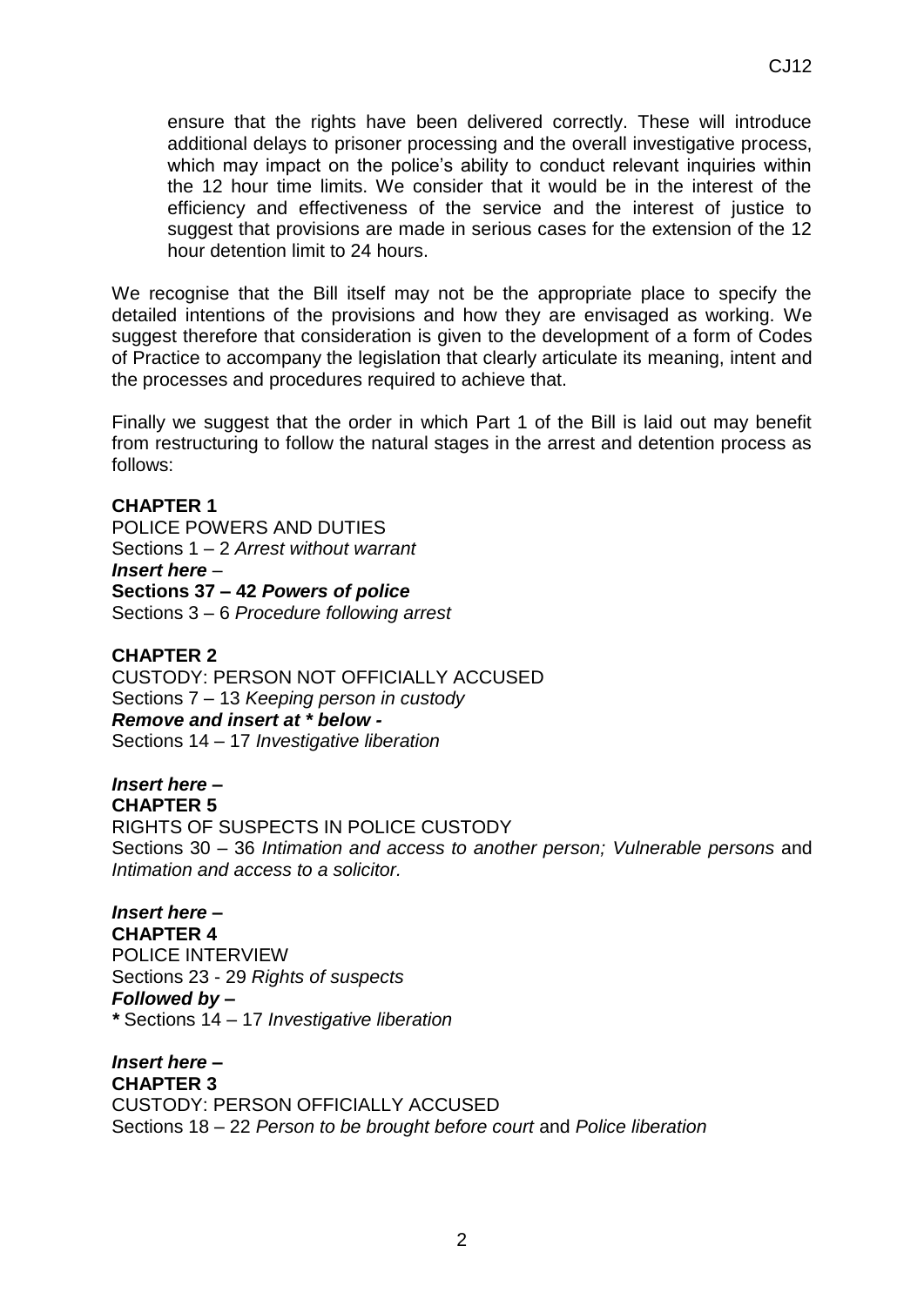ensure that the rights have been delivered correctly. These will introduce additional delays to prisoner processing and the overall investigative process, which may impact on the police's ability to conduct relevant inquiries within the 12 hour time limits. We consider that it would be in the interest of the efficiency and effectiveness of the service and the interest of justice to suggest that provisions are made in serious cases for the extension of the 12 hour detention limit to 24 hours.

We recognise that the Bill itself may not be the appropriate place to specify the detailed intentions of the provisions and how they are envisaged as working. We suggest therefore that consideration is given to the development of a form of Codes of Practice to accompany the legislation that clearly articulate its meaning, intent and the processes and procedures required to achieve that.

Finally we suggest that the order in which Part 1 of the Bill is laid out may benefit from restructuring to follow the natural stages in the arrest and detention process as follows:

**CHAPTER 1**
POLICE POWERS AND DUTIES
Sections 1 – 2 *Arrest without warrant*
***Insert here*** –
**Sections 37 – 42 *Powers of police***
Sections 3 – 6 *Procedure following arrest*

**CHAPTER 2**
CUSTODY: PERSON NOT OFFICIALLY ACCUSED
Sections 7 – 13 *Keeping person in custody*
***Remove and insert at * below -***
Sections 14 – 17 *Investigative liberation*

***Insert here –***
**CHAPTER 5**
RIGHTS OF SUSPECTS IN POLICE CUSTODY
Sections 30 – 36 *Intimation and access to another person; Vulnerable persons* and *Intimation and access to a solicitor.*

***Insert here –***
**CHAPTER 4**
POLICE INTERVIEW
Sections 23 - 29 *Rights of suspects*
***Followed by –***
***** Sections 14 – 17 *Investigative liberation*

***Insert here –***
**CHAPTER 3**
CUSTODY: PERSON OFFICIALLY ACCUSED
Sections 18 – 22 *Person to be brought before court* and *Police liberation*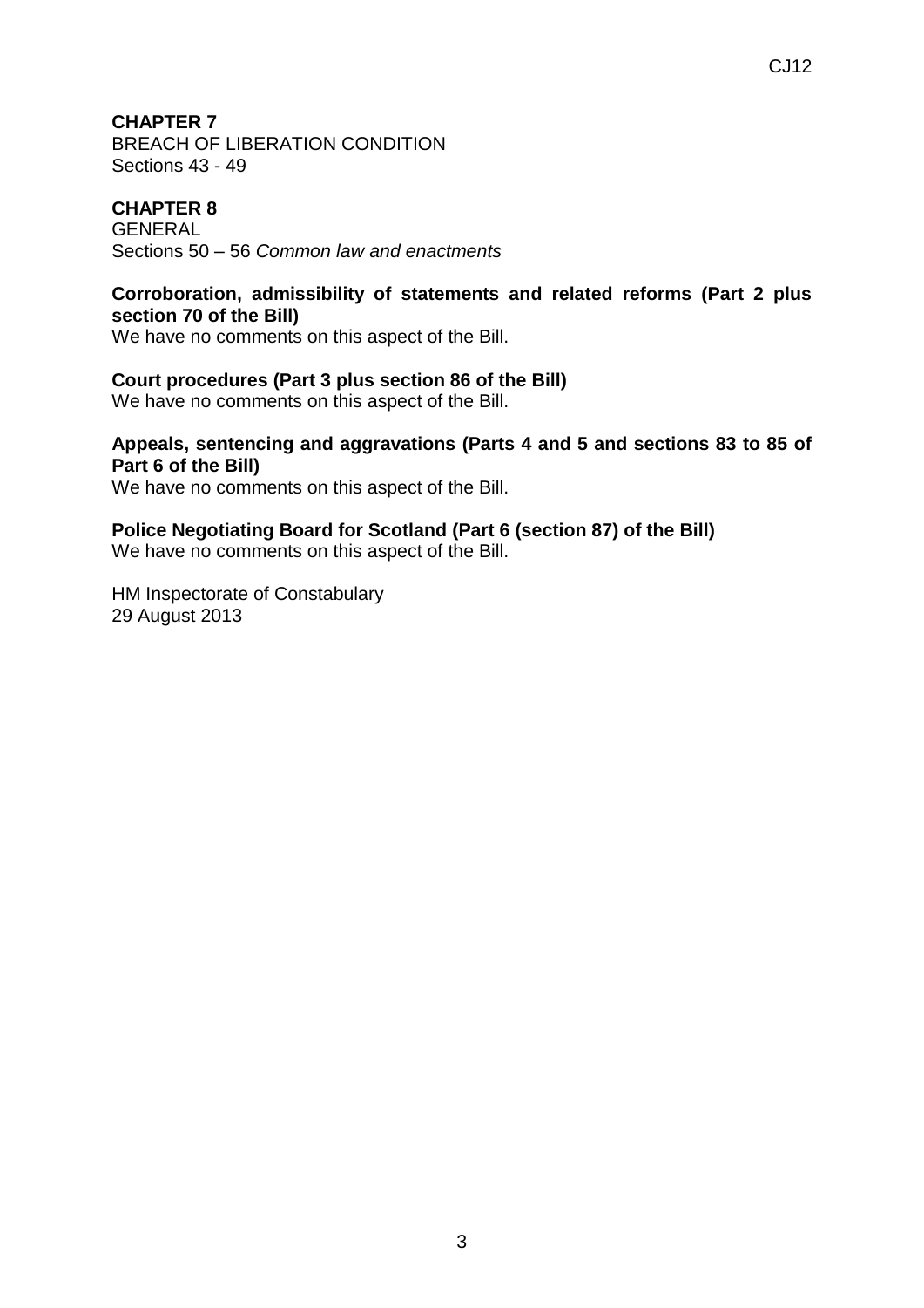**CHAPTER 7**
BREACH OF LIBERATION CONDITION
Sections 43 - 49

**CHAPTER 8**
GENERAL
Sections 50 – 56 *Common law and enactments*

**Corroboration, admissibility of statements and related reforms (Part 2 plus section 70 of the Bill)**
We have no comments on this aspect of the Bill.

**Court procedures (Part 3 plus section 86 of the Bill)**
We have no comments on this aspect of the Bill.

**Appeals, sentencing and aggravations (Parts 4 and 5 and sections 83 to 85 of Part 6 of the Bill)**
We have no comments on this aspect of the Bill.

**Police Negotiating Board for Scotland (Part 6 (section 87) of the Bill)**
We have no comments on this aspect of the Bill.

HM Inspectorate of Constabulary
29 August 2013